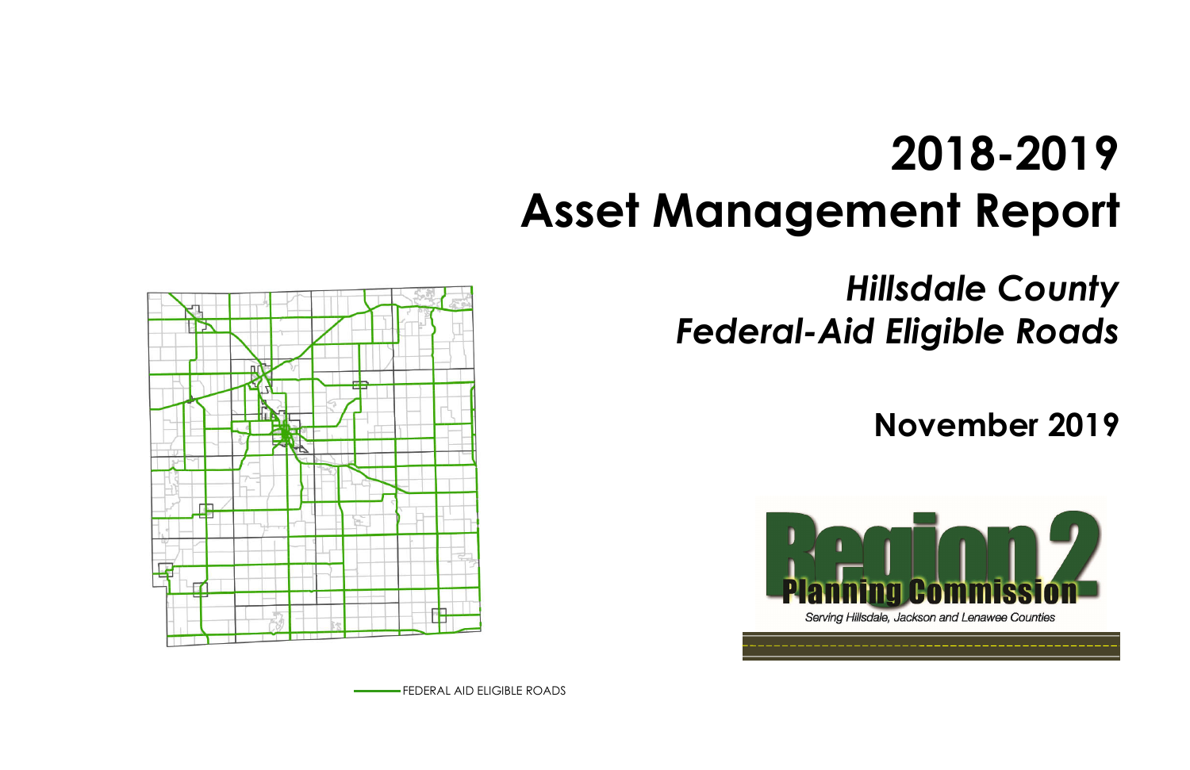# 2018-2019
# Asset Management Report

## *Hillsdale County*
## *Federal-Aid Eligible Roads*

**November 2019**

Region 2 Planning Commission

*Serving Hillsdale, Jackson and Lenawee Counties*

FEDERAL AID ELIGIBLE ROADS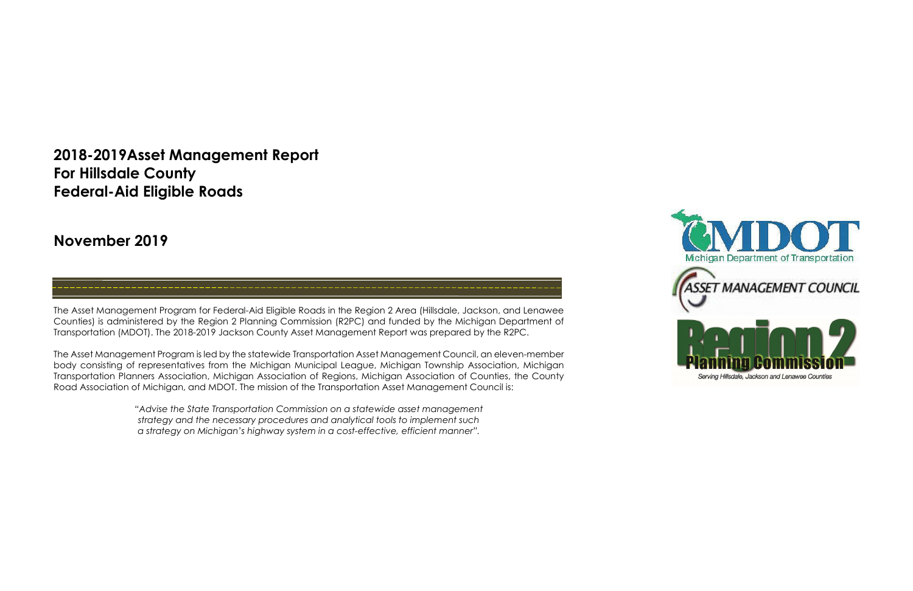# 2018-2019Asset Management Report
# For Hillsdale County
# Federal-Aid Eligible Roads

## November 2019

The Asset Management Program for Federal-Aid Eligible Roads in the Region 2 Area (Hillsdale, Jackson, and Lenawee Counties) is administered by the Region 2 Planning Commission (R2PC) and funded by the Michigan Department of Transportation (MDOT). The 2018-2019 Jackson County Asset Management Report was prepared by the R2PC.

The Asset Management Program is led by the statewide Transportation Asset Management Council, an eleven-member body consisting of representatives from the Michigan Municipal League, Michigan Township Association, Michigan Transportation Planners Association, Michigan Association of Regions, Michigan Association of Counties, the County Road Association of Michigan, and MDOT. The mission of the Transportation Asset Management Council is:

*"Advise the State Transportation Commission on a statewide asset management strategy and the necessary procedures and analytical tools to implement such a strategy on Michigan's highway system in a cost-effective, efficient manner".*

MDOT
Michigan Department of Transportation

ASSET MANAGEMENT COUNCIL

Region 2
Planning Commission
Serving Hillsdale, Jackson and Lenawee Counties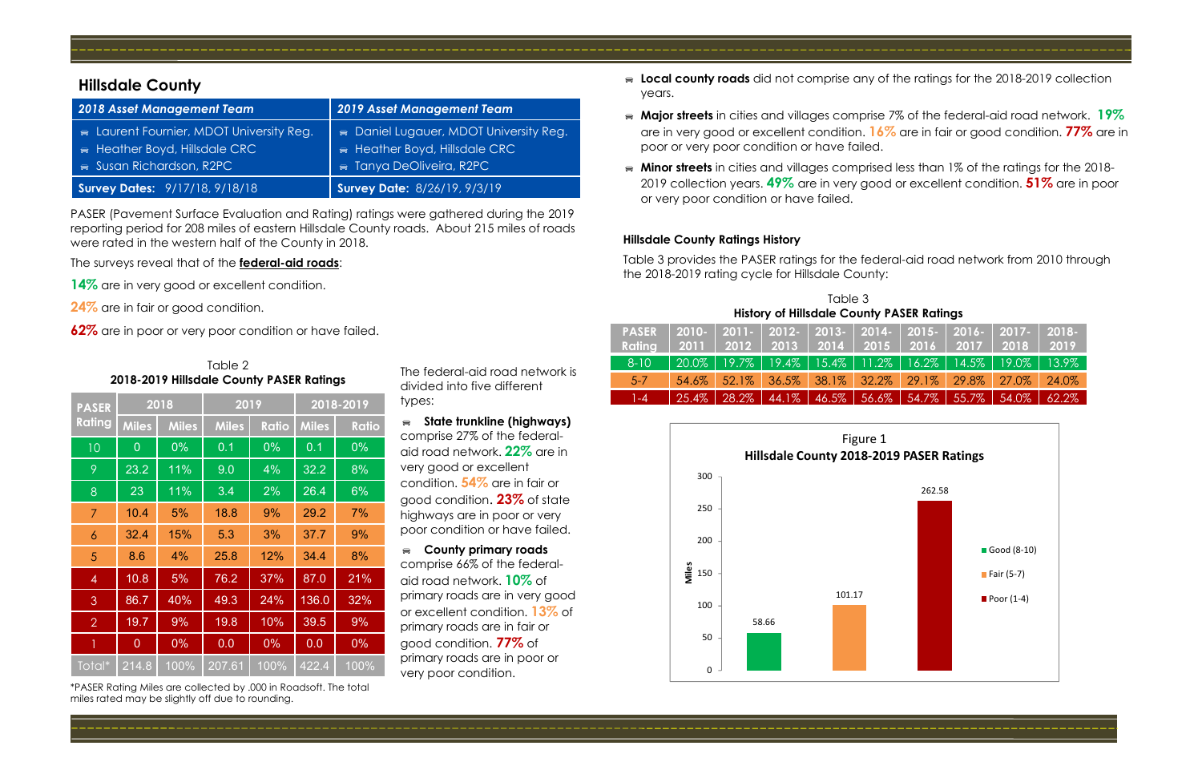## Hillsdale County

| 2018 Asset Management Team | 2019 Asset Management Team |
|---|---|
| Laurent Fournier, MDOT University Reg. | Daniel Lugauer, MDOT University Reg. |
| Heather Boyd, Hillsdale CRC | Heather Boyd, Hillsdale CRC |
| Susan Richardson, R2PC | Tanya DeOliveira, R2PC |
| **Survey Dates:** 9/17/18, 9/18/18 | **Survey Date:** 8/26/19, 9/3/19 |

PASER (Pavement Surface Evaluation and Rating) ratings were gathered during the 2019 reporting period for 208 miles of eastern Hillsdale County roads. About 215 miles of roads were rated in the western half of the County in 2018.

The surveys reveal that of the **federal-aid roads**:

**14%** are in very good or excellent condition.

**24%** are in fair or good condition.

**62%** are in poor or very poor condition or have failed.

Table 2
**2018-2019 Hillsdale County PASER Ratings**

| PASER Rating | 2018 | | 2019 | | 2018-2019 | |
|---|---|---|---|---|---|---|
| | Miles | Miles | Miles | Ratio | Miles | Ratio |
| 10 | 0 | 0% | 0.1 | 0% | 0.1 | 0% |
| 9 | 23.2 | 11% | 9.0 | 4% | 32.2 | 8% |
| 8 | 23 | 11% | 3.4 | 2% | 26.4 | 6% |
| 7 | 10.4 | 5% | 18.8 | 9% | 29.2 | 7% |
| 6 | 32.4 | 15% | 5.3 | 3% | 37.7 | 9% |
| 5 | 8.6 | 4% | 25.8 | 12% | 34.4 | 8% |
| 4 | 10.8 | 5% | 76.2 | 37% | 87.0 | 21% |
| 3 | 86.7 | 40% | 49.3 | 24% | 136.0 | 32% |
| 2 | 19.7 | 9% | 19.8 | 10% | 39.5 | 9% |
| 1 | 0 | 0% | 0.0 | 0% | 0.0 | 0% |
| Total* | 214.8 | 100% | 207.61 | 100% | 422.4 | 100% |

*PASER Rating Miles are collected by .000 in Roadsoft. The total miles rated may be slightly off due to rounding.

The federal-aid road network is divided into five different types:

- **State trunkline (highways)** comprise 27% of the federal-aid road network. **22%** are in very good or excellent condition. **54%** are in fair or good condition. **23%** of state highways are in poor or very poor condition or have failed.
- **County primary roads** comprise 66% of the federal-aid road network. **10%** of primary roads are in very good or excellent condition. **13%** of primary roads are in fair or good condition. **77%** of primary roads are in poor or very poor condition.
- **Local county roads** did not comprise any of the ratings for the 2018-2019 collection years.
- **Major streets** in cities and villages comprise 7% of the federal-aid road network. **19%** are in very good or excellent condition. **16%** are in fair or good condition. **77%** are in poor or very poor condition or have failed.
- **Minor streets** in cities and villages comprised less than 1% of the ratings for the 2018-2019 collection years. **49%** are in very good or excellent condition. **51%** are in poor or very poor condition or have failed.

### Hillsdale County Ratings History

Table 3 provides the PASER ratings for the federal-aid road network from 2010 through the 2018-2019 rating cycle for Hillsdale County:

Table 3
**History of Hillsdale County PASER Ratings**

| PASER Rating | 2010-2011 | 2011-2012 | 2012-2013 | 2013-2014 | 2014-2015 | 2015-2016 | 2016-2017 | 2017-2018 | 2018-2019 |
|---|---|---|---|---|---|---|---|---|---|
| 8-10 | 20.0% | 19.7% | 19.4% | 15.4% | 11.2% | 16.2% | 14.5% | 19.0% | 13.9% |
| 5-7 | 54.6% | 52.1% | 36.5% | 38.1% | 32.2% | 29.1% | 29.8% | 27.0% | 24.0% |
| 1-4 | 25.4% | 28.2% | 44.1% | 46.5% | 56.6% | 54.7% | 55.7% | 54.0% | 62.2% |

Figure 1
**Hillsdale County 2018-2019 PASER Ratings**

| Category | Miles |
|---|---|
| Good (8-10) | 58.66 |
| Fair (5-7) | 101.17 |
| Poor (1-4) | 262.58 |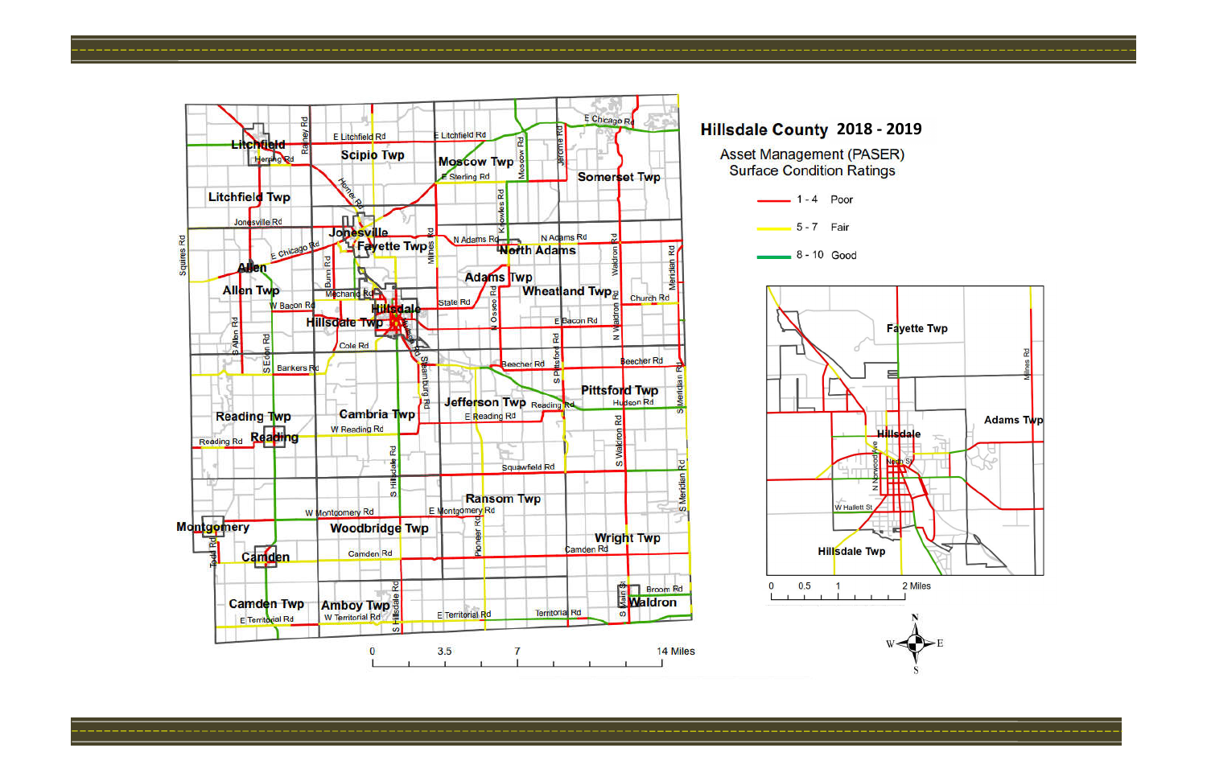## Hillsdale County 2018 - 2019

Asset Management (PASER) Surface Condition Ratings

1 - 4 Poor

5 - 7 Fair

8 - 10 Good

Litchfield
Litchfield Twp
Scipio Twp
Moscow Twp
Somerset Twp
Jonesville
Fayette Twp
North Adams
Allen
Allen Twp
Adams Twp
Wheatland Twp
Hillsdale
Hillsdale Twp
Jefferson Twp
Pittsford Twp
Reading Twp
Reading
Cambria Twp
Ransom Twp
Montgomery
Woodbridge Twp
Wright Twp
Camden
Camden Twp
Amboy Twp
Waldron

0 3.5 7 14 Miles

Fayette Twp
Adams Twp
Hillsdale
Hillsdale Twp

0 0.5 1 2 Miles

N S E W